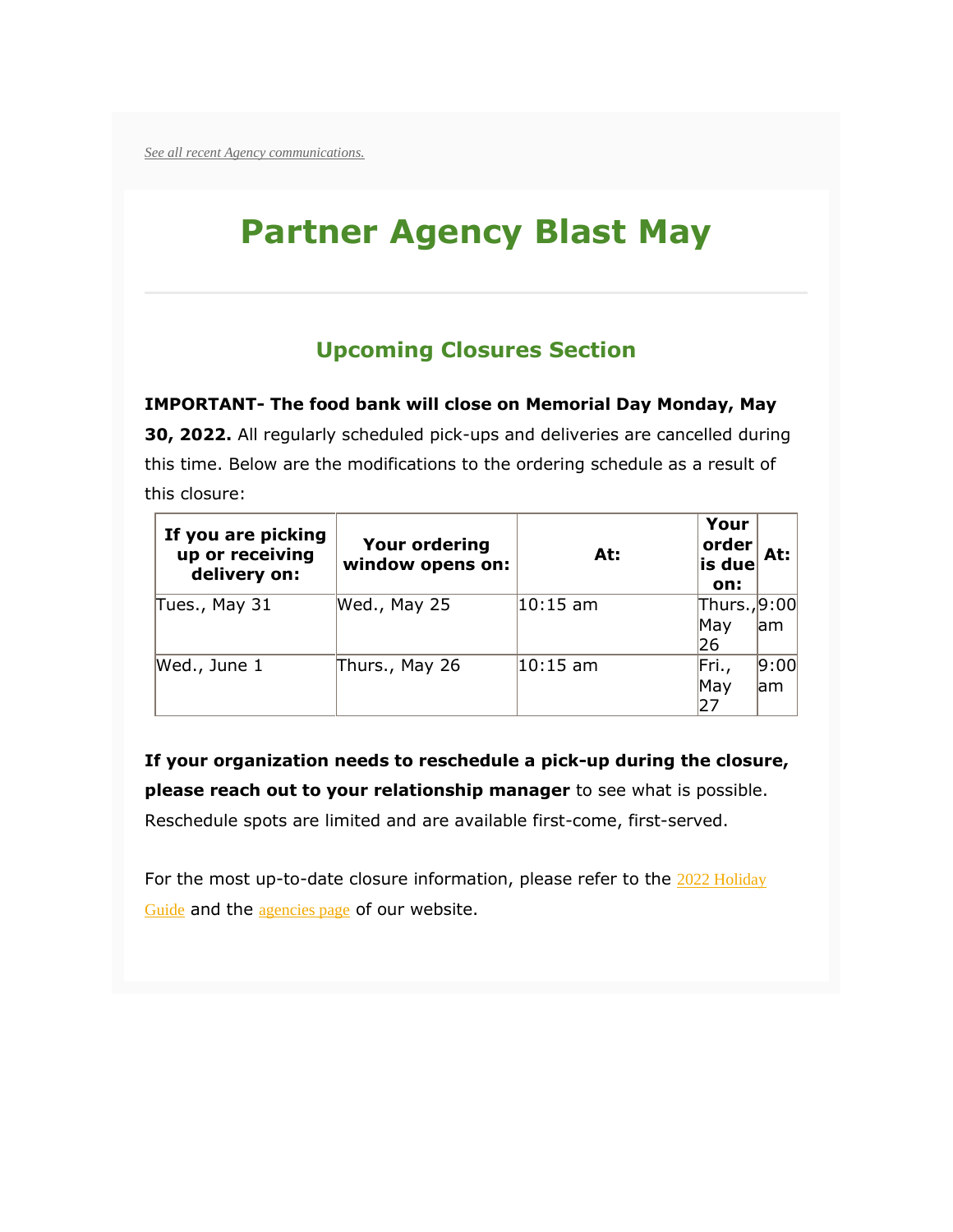*See all recent Agency communications.*

# Partner Agency Blast May

## Upcoming Closures Section

**IMPORTANT- The food bank will close on Memorial Day Monday, May 30, 2022.** All regularly scheduled pick-ups and deliveries are cancelled during this time. Below are the modifications to the ordering schedule as a result of this closure:

| If you are picking up or receiving delivery on: | Your ordering window opens on: | At: | Your order is due on: | At: |
|---|---|---|---|---|
| Tues., May 31 | Wed., May 25 | 10:15 am | Thurs., May 26 | 9:00 am |
| Wed., June 1 | Thurs., May 26 | 10:15 am | Fri., May 27 | 9:00 am |

**If your organization needs to reschedule a pick-up during the closure, please reach out to your relationship manager** to see what is possible. Reschedule spots are limited and are available first-come, first-served.

For the most up-to-date closure information, please refer to the 2022 Holiday Guide and the agencies page of our website.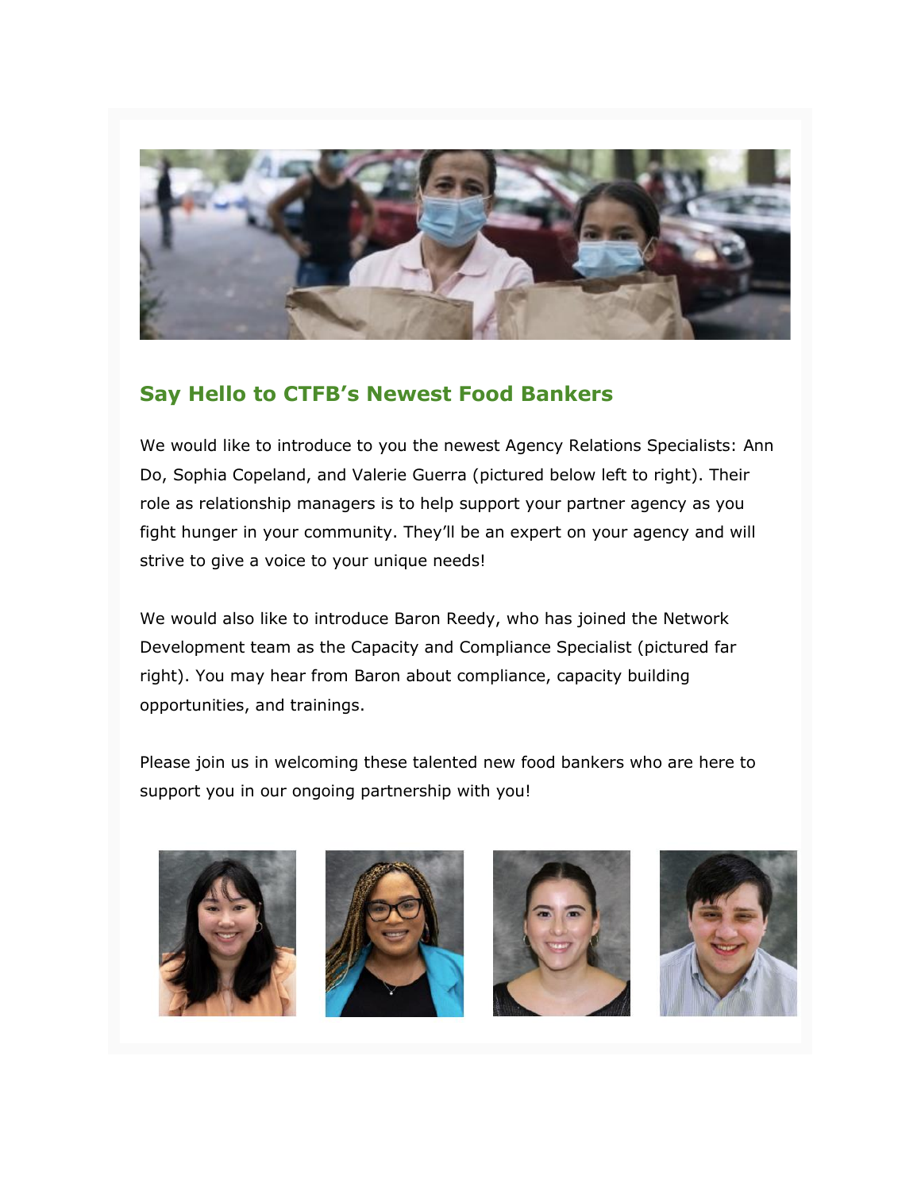## Say Hello to CTFB's Newest Food Bankers

We would like to introduce to you the newest Agency Relations Specialists: Ann Do, Sophia Copeland, and Valerie Guerra (pictured below left to right). Their role as relationship managers is to help support your partner agency as you fight hunger in your community. They'll be an expert on your agency and will strive to give a voice to your unique needs!

We would also like to introduce Baron Reedy, who has joined the Network Development team as the Capacity and Compliance Specialist (pictured far right). You may hear from Baron about compliance, capacity building opportunities, and trainings.

Please join us in welcoming these talented new food bankers who are here to support you in our ongoing partnership with you!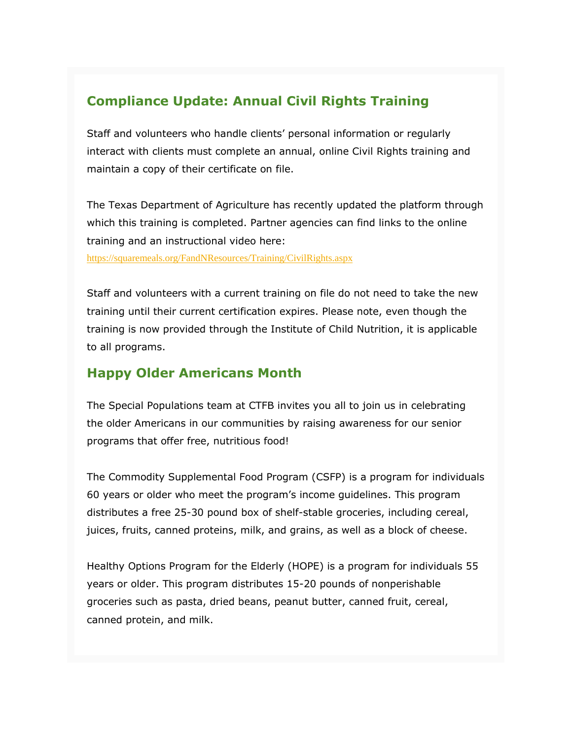## Compliance Update: Annual Civil Rights Training

Staff and volunteers who handle clients' personal information or regularly interact with clients must complete an annual, online Civil Rights training and maintain a copy of their certificate on file.

The Texas Department of Agriculture has recently updated the platform through which this training is completed. Partner agencies can find links to the online training and an instructional video here: https://squaremeals.org/FandNResources/Training/CivilRights.aspx

Staff and volunteers with a current training on file do not need to take the new training until their current certification expires. Please note, even though the training is now provided through the Institute of Child Nutrition, it is applicable to all programs.

## Happy Older Americans Month

The Special Populations team at CTFB invites you all to join us in celebrating the older Americans in our communities by raising awareness for our senior programs that offer free, nutritious food!

The Commodity Supplemental Food Program (CSFP) is a program for individuals 60 years or older who meet the program's income guidelines. This program distributes a free 25-30 pound box of shelf-stable groceries, including cereal, juices, fruits, canned proteins, milk, and grains, as well as a block of cheese.

Healthy Options Program for the Elderly (HOPE) is a program for individuals 55 years or older. This program distributes 15-20 pounds of nonperishable groceries such as pasta, dried beans, peanut butter, canned fruit, cereal, canned protein, and milk.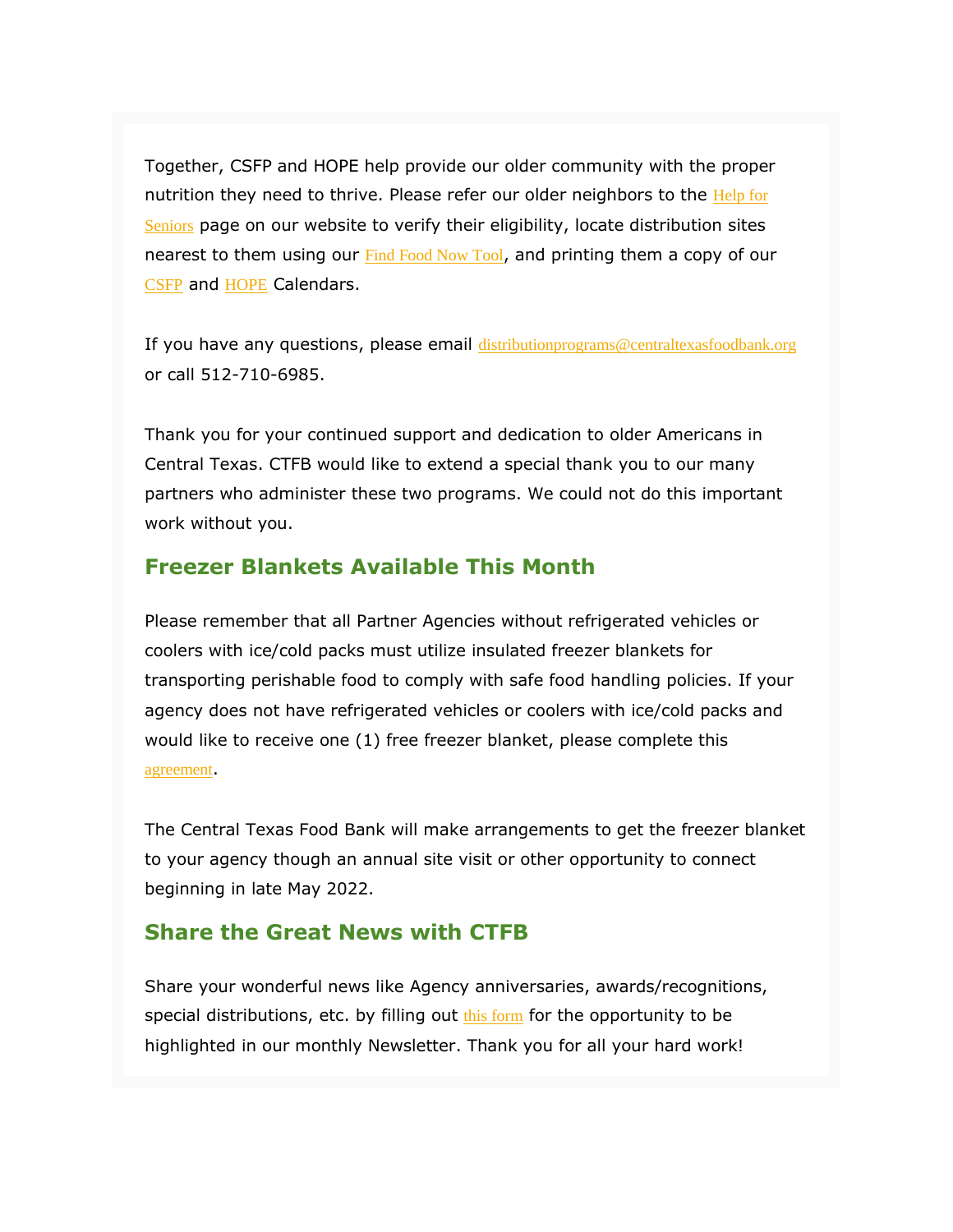Together, CSFP and HOPE help provide our older community with the proper nutrition they need to thrive. Please refer our older neighbors to the Help for Seniors page on our website to verify their eligibility, locate distribution sites nearest to them using our Find Food Now Tool, and printing them a copy of our CSFP and HOPE Calendars.

If you have any questions, please email distributionprograms@centraltexasfoodbank.org or call 512-710-6985.

Thank you for your continued support and dedication to older Americans in Central Texas. CTFB would like to extend a special thank you to our many partners who administer these two programs. We could not do this important work without you.

## Freezer Blankets Available This Month

Please remember that all Partner Agencies without refrigerated vehicles or coolers with ice/cold packs must utilize insulated freezer blankets for transporting perishable food to comply with safe food handling policies. If your agency does not have refrigerated vehicles or coolers with ice/cold packs and would like to receive one (1) free freezer blanket, please complete this agreement.

The Central Texas Food Bank will make arrangements to get the freezer blanket to your agency though an annual site visit or other opportunity to connect beginning in late May 2022.

## Share the Great News with CTFB

Share your wonderful news like Agency anniversaries, awards/recognitions, special distributions, etc. by filling out this form for the opportunity to be highlighted in our monthly Newsletter. Thank you for all your hard work!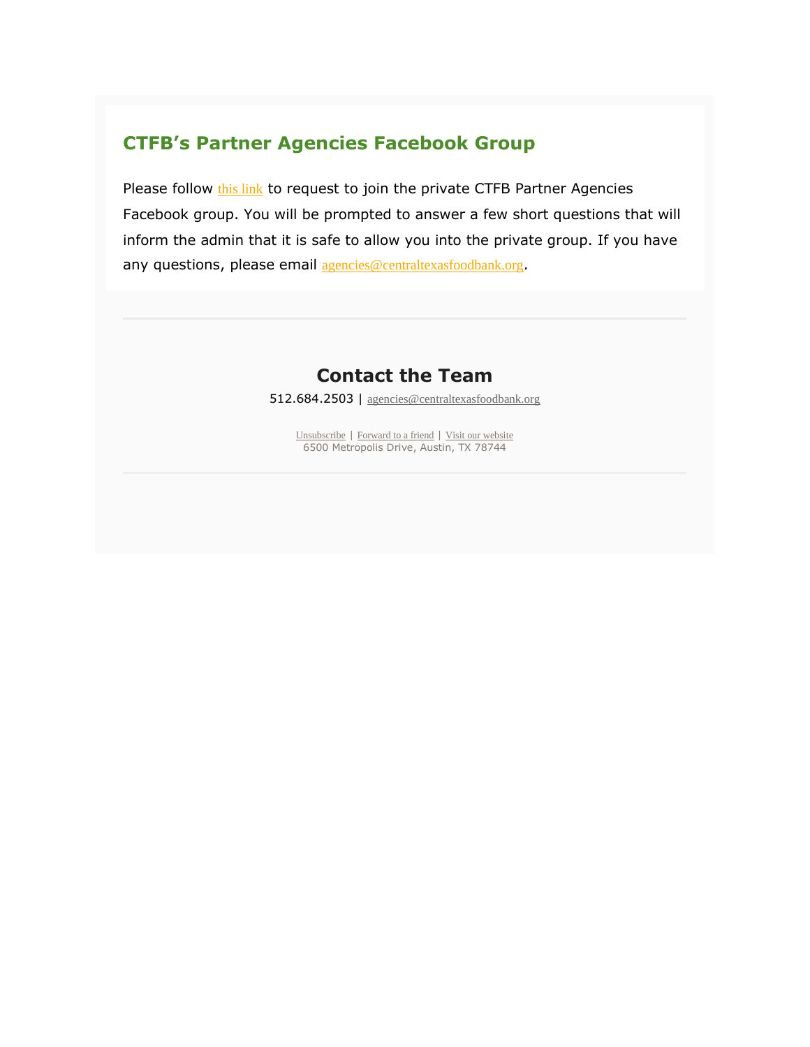## CTFB's Partner Agencies Facebook Group

Please follow this link to request to join the private CTFB Partner Agencies Facebook group. You will be prompted to answer a few short questions that will inform the admin that it is safe to allow you into the private group. If you have any questions, please email agencies@centraltexasfoodbank.org.

---

## Contact the Team

512.684.2503 | agencies@centraltexasfoodbank.org

Unsubscribe | Forward to a friend | Visit our website
6500 Metropolis Drive, Austin, TX 78744

---